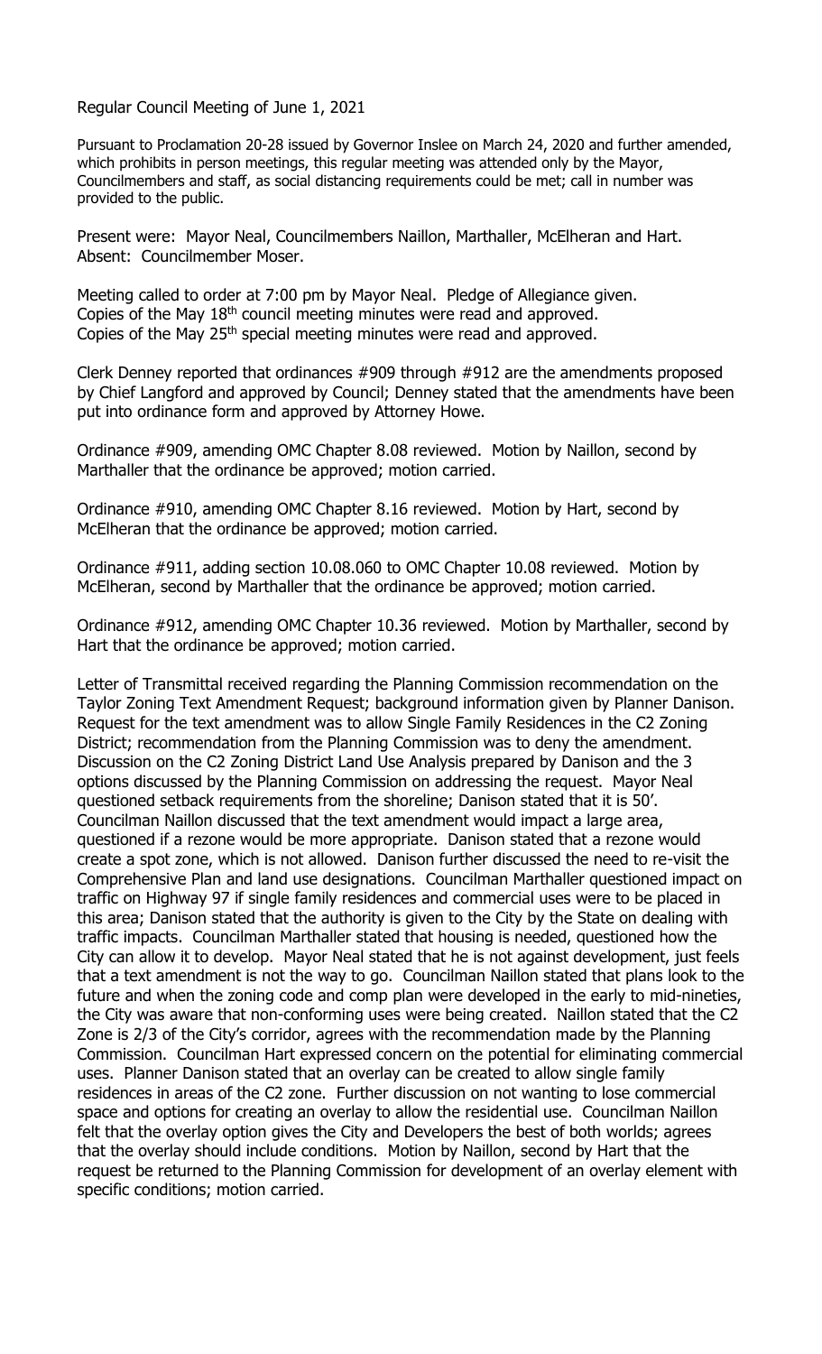Regular Council Meeting of June 1, 2021

Pursuant to Proclamation 20-28 issued by Governor Inslee on March 24, 2020 and further amended, which prohibits in person meetings, this regular meeting was attended only by the Mayor, Councilmembers and staff, as social distancing requirements could be met; call in number was provided to the public.

Present were: Mayor Neal, Councilmembers Naillon, Marthaller, McElheran and Hart. Absent: Councilmember Moser.

Meeting called to order at 7:00 pm by Mayor Neal. Pledge of Allegiance given.
Copies of the May 18th council meeting minutes were read and approved.
Copies of the May 25th special meeting minutes were read and approved.

Clerk Denney reported that ordinances #909 through #912 are the amendments proposed by Chief Langford and approved by Council; Denney stated that the amendments have been put into ordinance form and approved by Attorney Howe.

Ordinance #909, amending OMC Chapter 8.08 reviewed. Motion by Naillon, second by Marthaller that the ordinance be approved; motion carried.

Ordinance #910, amending OMC Chapter 8.16 reviewed. Motion by Hart, second by McElheran that the ordinance be approved; motion carried.

Ordinance #911, adding section 10.08.060 to OMC Chapter 10.08 reviewed. Motion by McElheran, second by Marthaller that the ordinance be approved; motion carried.

Ordinance #912, amending OMC Chapter 10.36 reviewed. Motion by Marthaller, second by Hart that the ordinance be approved; motion carried.

Letter of Transmittal received regarding the Planning Commission recommendation on the Taylor Zoning Text Amendment Request; background information given by Planner Danison. Request for the text amendment was to allow Single Family Residences in the C2 Zoning District; recommendation from the Planning Commission was to deny the amendment. Discussion on the C2 Zoning District Land Use Analysis prepared by Danison and the 3 options discussed by the Planning Commission on addressing the request. Mayor Neal questioned setback requirements from the shoreline; Danison stated that it is 50'. Councilman Naillon discussed that the text amendment would impact a large area, questioned if a rezone would be more appropriate. Danison stated that a rezone would create a spot zone, which is not allowed. Danison further discussed the need to re-visit the Comprehensive Plan and land use designations. Councilman Marthaller questioned impact on traffic on Highway 97 if single family residences and commercial uses were to be placed in this area; Danison stated that the authority is given to the City by the State on dealing with traffic impacts. Councilman Marthaller stated that housing is needed, questioned how the City can allow it to develop. Mayor Neal stated that he is not against development, just feels that a text amendment is not the way to go. Councilman Naillon stated that plans look to the future and when the zoning code and comp plan were developed in the early to mid-nineties, the City was aware that non-conforming uses were being created. Naillon stated that the C2 Zone is 2/3 of the City's corridor, agrees with the recommendation made by the Planning Commission. Councilman Hart expressed concern on the potential for eliminating commercial uses. Planner Danison stated that an overlay can be created to allow single family residences in areas of the C2 zone. Further discussion on not wanting to lose commercial space and options for creating an overlay to allow the residential use. Councilman Naillon felt that the overlay option gives the City and Developers the best of both worlds; agrees that the overlay should include conditions. Motion by Naillon, second by Hart that the request be returned to the Planning Commission for development of an overlay element with specific conditions; motion carried.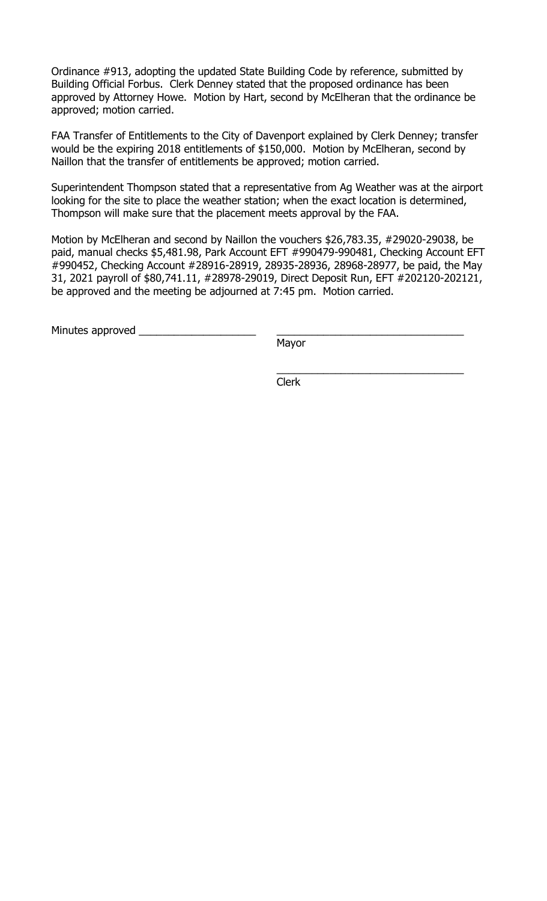Ordinance #913, adopting the updated State Building Code by reference, submitted by Building Official Forbus. Clerk Denney stated that the proposed ordinance has been approved by Attorney Howe. Motion by Hart, second by McElheran that the ordinance be approved; motion carried.

FAA Transfer of Entitlements to the City of Davenport explained by Clerk Denney; transfer would be the expiring 2018 entitlements of $150,000. Motion by McElheran, second by Naillon that the transfer of entitlements be approved; motion carried.

Superintendent Thompson stated that a representative from Ag Weather was at the airport looking for the site to place the weather station; when the exact location is determined, Thompson will make sure that the placement meets approval by the FAA.

Motion by McElheran and second by Naillon the vouchers $26,783.35, #29020-29038, be paid, manual checks $5,481.98, Park Account EFT #990479-990481, Checking Account EFT #990452, Checking Account #28916-28919, 28935-28936, 28968-28977, be paid, the May 31, 2021 payroll of $80,741.11, #28978-29019, Direct Deposit Run, EFT #202120-202121, be approved and the meeting be adjourned at 7:45 pm. Motion carried.

Minutes approved ____________________ ________________________________

Mayor

________________________________

Clerk